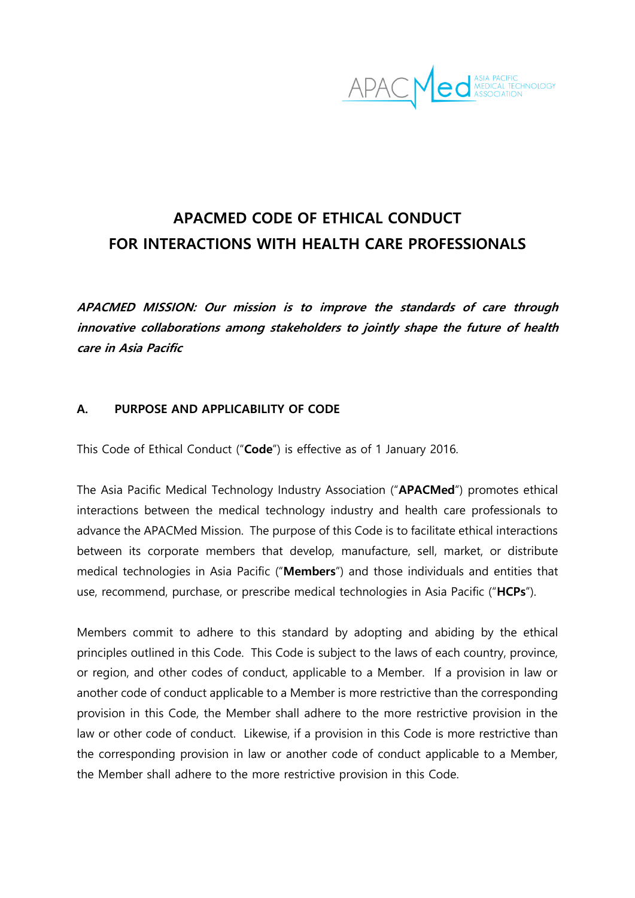# APACMED CODE OF ETHICAL CONDUCT FOR INTERACTIONS WITH HEALTH CARE PROFESSIONALS

***APACMED MISSION: Our mission is to improve the standards of care through innovative collaborations among stakeholders to jointly shape the future of health care in Asia Pacific***

## A. PURPOSE AND APPLICABILITY OF CODE

This Code of Ethical Conduct ("**Code**") is effective as of 1 January 2016.

The Asia Pacific Medical Technology Industry Association ("**APACMed**") promotes ethical interactions between the medical technology industry and health care professionals to advance the APACMed Mission. The purpose of this Code is to facilitate ethical interactions between its corporate members that develop, manufacture, sell, market, or distribute medical technologies in Asia Pacific ("**Members**") and those individuals and entities that use, recommend, purchase, or prescribe medical technologies in Asia Pacific ("**HCPs**").

Members commit to adhere to this standard by adopting and abiding by the ethical principles outlined in this Code. This Code is subject to the laws of each country, province, or region, and other codes of conduct, applicable to a Member. If a provision in law or another code of conduct applicable to a Member is more restrictive than the corresponding provision in this Code, the Member shall adhere to the more restrictive provision in the law or other code of conduct. Likewise, if a provision in this Code is more restrictive than the corresponding provision in law or another code of conduct applicable to a Member, the Member shall adhere to the more restrictive provision in this Code.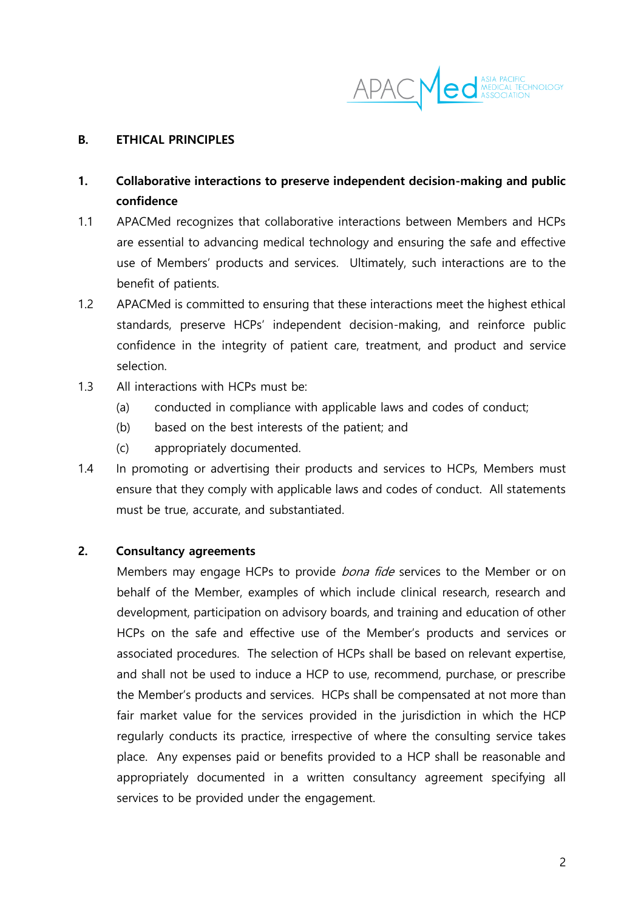## B. ETHICAL PRINCIPLES

### 1. Collaborative interactions to preserve independent decision-making and public confidence

1.1 APACMed recognizes that collaborative interactions between Members and HCPs are essential to advancing medical technology and ensuring the safe and effective use of Members' products and services. Ultimately, such interactions are to the benefit of patients.

1.2 APACMed is committed to ensuring that these interactions meet the highest ethical standards, preserve HCPs' independent decision-making, and reinforce public confidence in the integrity of patient care, treatment, and product and service selection.

1.3 All interactions with HCPs must be:

(a) conducted in compliance with applicable laws and codes of conduct;

(b) based on the best interests of the patient; and

(c) appropriately documented.

1.4 In promoting or advertising their products and services to HCPs, Members must ensure that they comply with applicable laws and codes of conduct. All statements must be true, accurate, and substantiated.

### 2. Consultancy agreements

Members may engage HCPs to provide *bona fide* services to the Member or on behalf of the Member, examples of which include clinical research, research and development, participation on advisory boards, and training and education of other HCPs on the safe and effective use of the Member's products and services or associated procedures. The selection of HCPs shall be based on relevant expertise, and shall not be used to induce a HCP to use, recommend, purchase, or prescribe the Member's products and services. HCPs shall be compensated at not more than fair market value for the services provided in the jurisdiction in which the HCP regularly conducts its practice, irrespective of where the consulting service takes place. Any expenses paid or benefits provided to a HCP shall be reasonable and appropriately documented in a written consultancy agreement specifying all services to be provided under the engagement.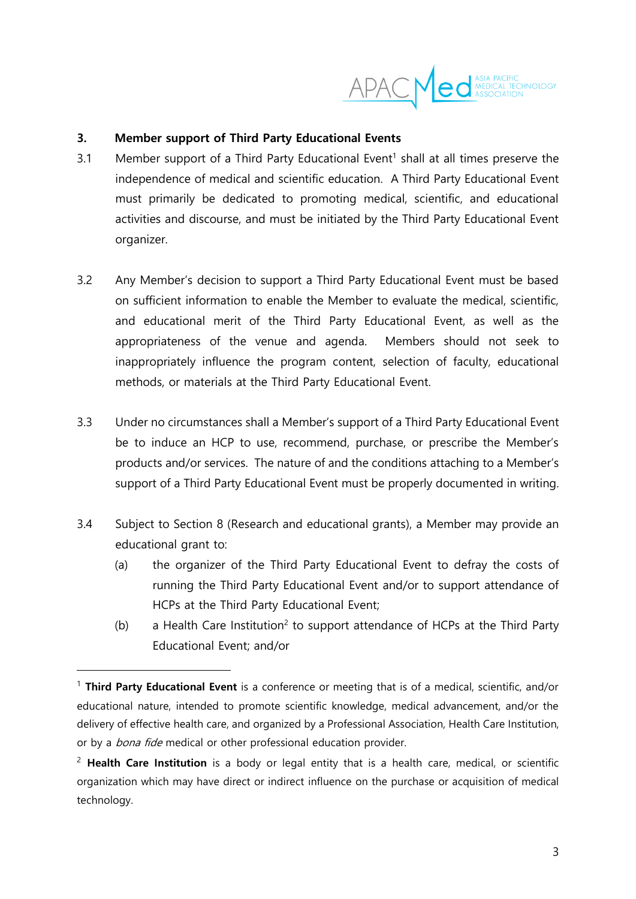### 3. Member support of Third Party Educational Events

3.1 Member support of a Third Party Educational Event[1] shall at all times preserve the independence of medical and scientific education. A Third Party Educational Event must primarily be dedicated to promoting medical, scientific, and educational activities and discourse, and must be initiated by the Third Party Educational Event organizer.

3.2 Any Member's decision to support a Third Party Educational Event must be based on sufficient information to enable the Member to evaluate the medical, scientific, and educational merit of the Third Party Educational Event, as well as the appropriateness of the venue and agenda. Members should not seek to inappropriately influence the program content, selection of faculty, educational methods, or materials at the Third Party Educational Event.

3.3 Under no circumstances shall a Member's support of a Third Party Educational Event be to induce an HCP to use, recommend, purchase, or prescribe the Member's products and/or services. The nature of and the conditions attaching to a Member's support of a Third Party Educational Event must be properly documented in writing.

3.4 Subject to Section 8 (Research and educational grants), a Member may provide an educational grant to:

(a) the organizer of the Third Party Educational Event to defray the costs of running the Third Party Educational Event and/or to support attendance of HCPs at the Third Party Educational Event;

(b) a Health Care Institution[2] to support attendance of HCPs at the Third Party Educational Event; and/or

---

[1] **Third Party Educational Event** is a conference or meeting that is of a medical, scientific, and/or educational nature, intended to promote scientific knowledge, medical advancement, and/or the delivery of effective health care, and organized by a Professional Association, Health Care Institution, or by a *bona fide* medical or other professional education provider.

[2] **Health Care Institution** is a body or legal entity that is a health care, medical, or scientific organization which may have direct or indirect influence on the purchase or acquisition of medical technology.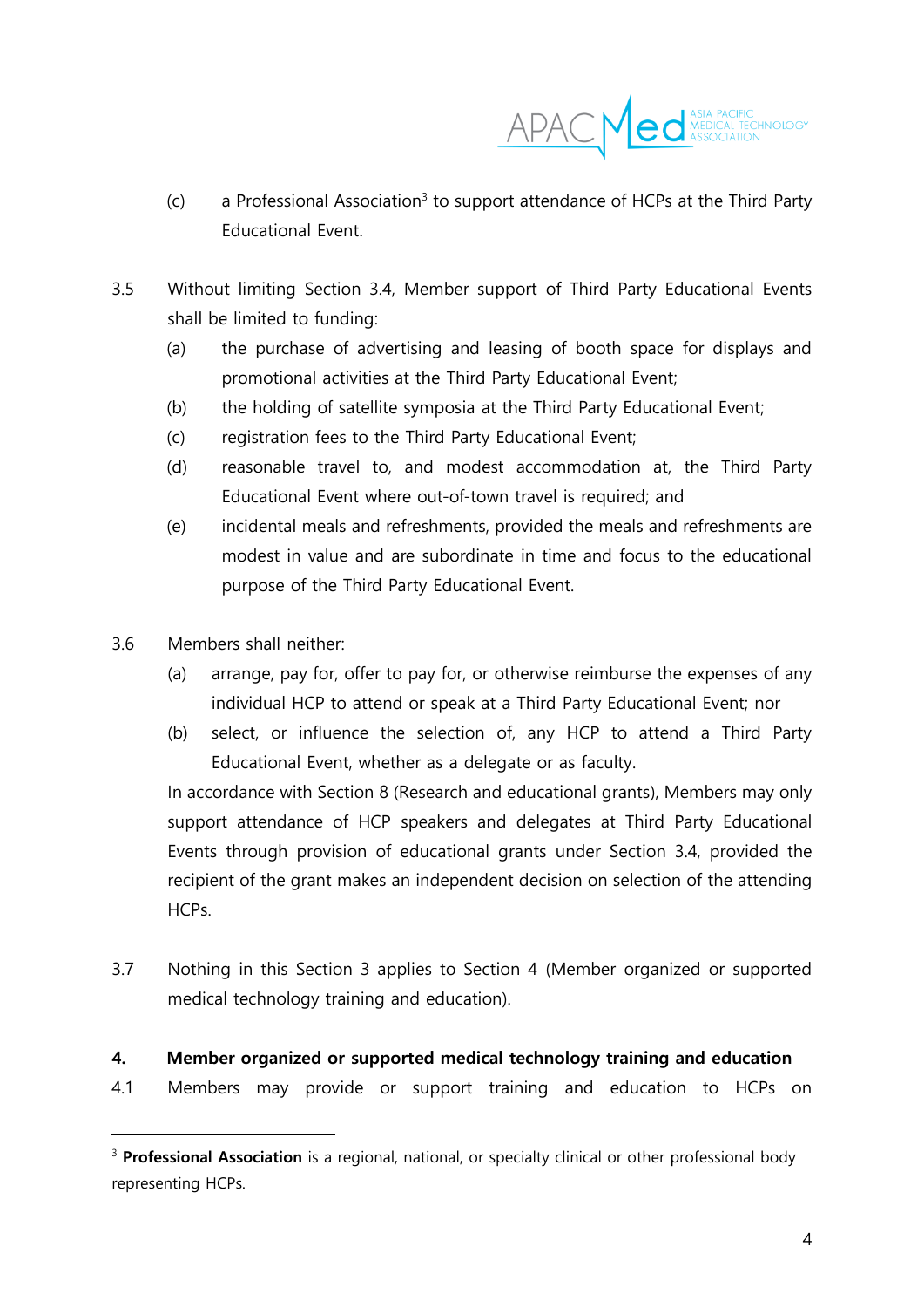(c) a Professional Association[3] to support attendance of HCPs at the Third Party Educational Event.

3.5 Without limiting Section 3.4, Member support of Third Party Educational Events shall be limited to funding:

(a) the purchase of advertising and leasing of booth space for displays and promotional activities at the Third Party Educational Event;

(b) the holding of satellite symposia at the Third Party Educational Event;

(c) registration fees to the Third Party Educational Event;

(d) reasonable travel to, and modest accommodation at, the Third Party Educational Event where out-of-town travel is required; and

(e) incidental meals and refreshments, provided the meals and refreshments are modest in value and are subordinate in time and focus to the educational purpose of the Third Party Educational Event.

3.6 Members shall neither:

(a) arrange, pay for, offer to pay for, or otherwise reimburse the expenses of any individual HCP to attend or speak at a Third Party Educational Event; nor

(b) select, or influence the selection of, any HCP to attend a Third Party Educational Event, whether as a delegate or as faculty.

In accordance with Section 8 (Research and educational grants), Members may only support attendance of HCP speakers and delegates at Third Party Educational Events through provision of educational grants under Section 3.4, provided the recipient of the grant makes an independent decision on selection of the attending HCPs.

3.7 Nothing in this Section 3 applies to Section 4 (Member organized or supported medical technology training and education).

## 4. Member organized or supported medical technology training and education

4.1 Members may provide or support training and education to HCPs on

---

[3] **Professional Association** is a regional, national, or specialty clinical or other professional body representing HCPs.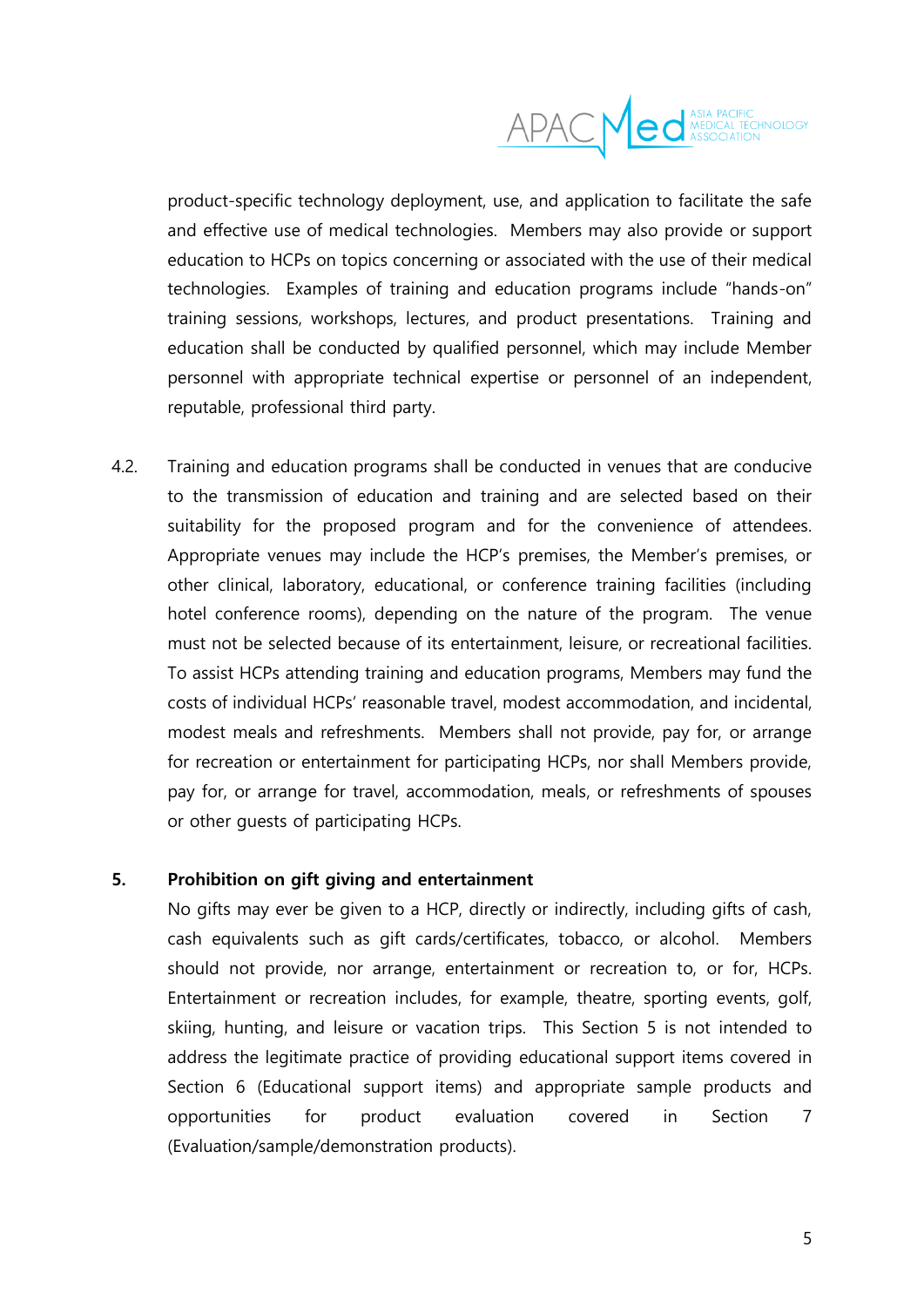product-specific technology deployment, use, and application to facilitate the safe and effective use of medical technologies. Members may also provide or support education to HCPs on topics concerning or associated with the use of their medical technologies. Examples of training and education programs include "hands-on" training sessions, workshops, lectures, and product presentations. Training and education shall be conducted by qualified personnel, which may include Member personnel with appropriate technical expertise or personnel of an independent, reputable, professional third party.

4.2. Training and education programs shall be conducted in venues that are conducive to the transmission of education and training and are selected based on their suitability for the proposed program and for the convenience of attendees. Appropriate venues may include the HCP's premises, the Member's premises, or other clinical, laboratory, educational, or conference training facilities (including hotel conference rooms), depending on the nature of the program. The venue must not be selected because of its entertainment, leisure, or recreational facilities. To assist HCPs attending training and education programs, Members may fund the costs of individual HCPs' reasonable travel, modest accommodation, and incidental, modest meals and refreshments. Members shall not provide, pay for, or arrange for recreation or entertainment for participating HCPs, nor shall Members provide, pay for, or arrange for travel, accommodation, meals, or refreshments of spouses or other guests of participating HCPs.

## 5. Prohibition on gift giving and entertainment

No gifts may ever be given to a HCP, directly or indirectly, including gifts of cash, cash equivalents such as gift cards/certificates, tobacco, or alcohol. Members should not provide, nor arrange, entertainment or recreation to, or for, HCPs. Entertainment or recreation includes, for example, theatre, sporting events, golf, skiing, hunting, and leisure or vacation trips. This Section 5 is not intended to address the legitimate practice of providing educational support items covered in Section 6 (Educational support items) and appropriate sample products and opportunities for product evaluation covered in Section 7 (Evaluation/sample/demonstration products).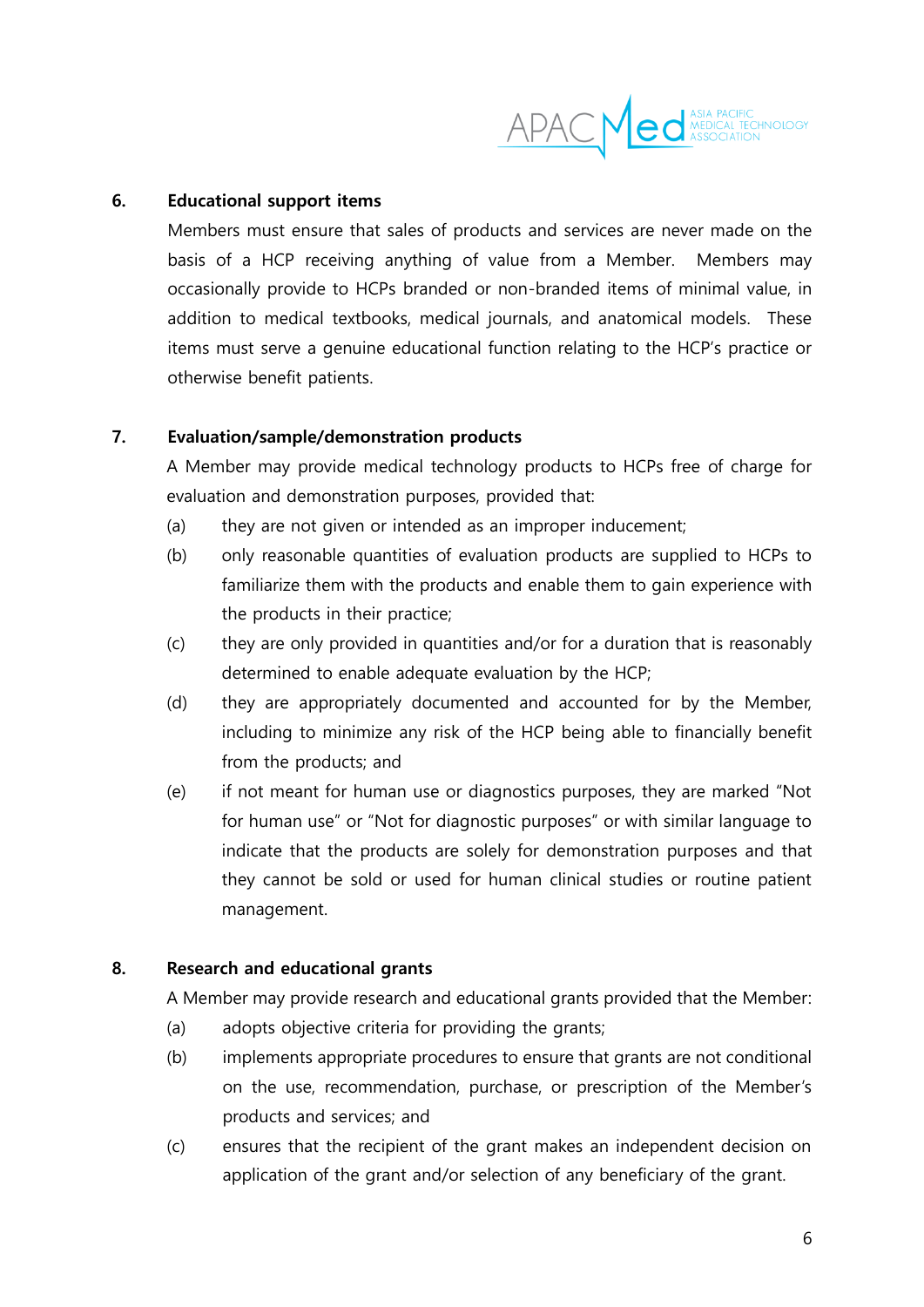## 6. Educational support items

Members must ensure that sales of products and services are never made on the basis of a HCP receiving anything of value from a Member. Members may occasionally provide to HCPs branded or non-branded items of minimal value, in addition to medical textbooks, medical journals, and anatomical models. These items must serve a genuine educational function relating to the HCP's practice or otherwise benefit patients.

## 7. Evaluation/sample/demonstration products

A Member may provide medical technology products to HCPs free of charge for evaluation and demonstration purposes, provided that:

(a) they are not given or intended as an improper inducement;

(b) only reasonable quantities of evaluation products are supplied to HCPs to familiarize them with the products and enable them to gain experience with the products in their practice;

(c) they are only provided in quantities and/or for a duration that is reasonably determined to enable adequate evaluation by the HCP;

(d) they are appropriately documented and accounted for by the Member, including to minimize any risk of the HCP being able to financially benefit from the products; and

(e) if not meant for human use or diagnostics purposes, they are marked "Not for human use" or "Not for diagnostic purposes" or with similar language to indicate that the products are solely for demonstration purposes and that they cannot be sold or used for human clinical studies or routine patient management.

## 8. Research and educational grants

A Member may provide research and educational grants provided that the Member:

(a) adopts objective criteria for providing the grants;

(b) implements appropriate procedures to ensure that grants are not conditional on the use, recommendation, purchase, or prescription of the Member's products and services; and

(c) ensures that the recipient of the grant makes an independent decision on application of the grant and/or selection of any beneficiary of the grant.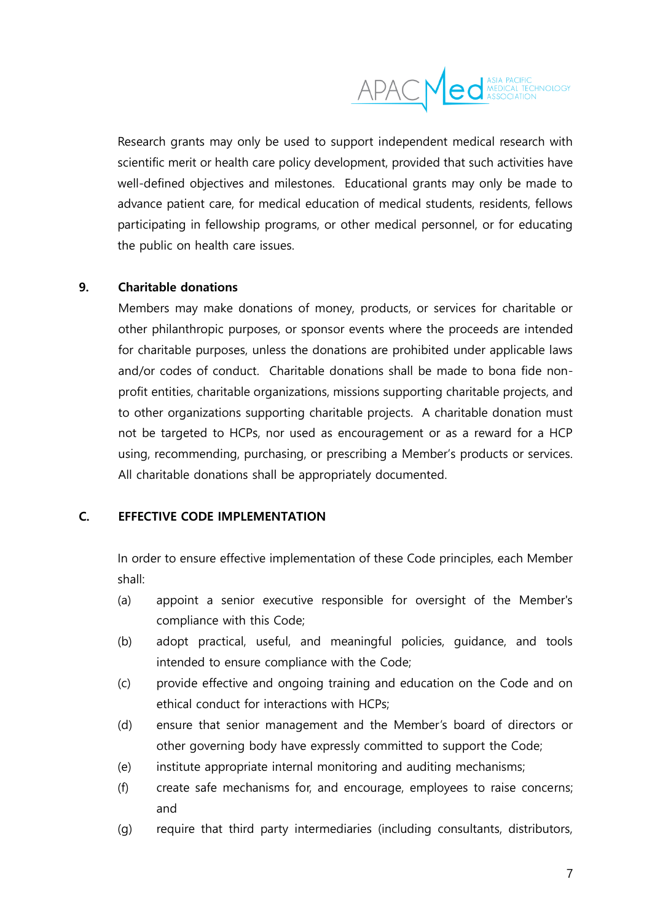Research grants may only be used to support independent medical research with scientific merit or health care policy development, provided that such activities have well-defined objectives and milestones. Educational grants may only be made to advance patient care, for medical education of medical students, residents, fellows participating in fellowship programs, or other medical personnel, or for educating the public on health care issues.

### 9. Charitable donations

Members may make donations of money, products, or services for charitable or other philanthropic purposes, or sponsor events where the proceeds are intended for charitable purposes, unless the donations are prohibited under applicable laws and/or codes of conduct. Charitable donations shall be made to bona fide non-profit entities, charitable organizations, missions supporting charitable projects, and to other organizations supporting charitable projects. A charitable donation must not be targeted to HCPs, nor used as encouragement or as a reward for a HCP using, recommending, purchasing, or prescribing a Member's products or services. All charitable donations shall be appropriately documented.

## C. EFFECTIVE CODE IMPLEMENTATION

In order to ensure effective implementation of these Code principles, each Member shall:

(a) appoint a senior executive responsible for oversight of the Member's compliance with this Code;

(b) adopt practical, useful, and meaningful policies, guidance, and tools intended to ensure compliance with the Code;

(c) provide effective and ongoing training and education on the Code and on ethical conduct for interactions with HCPs;

(d) ensure that senior management and the Member's board of directors or other governing body have expressly committed to support the Code;

(e) institute appropriate internal monitoring and auditing mechanisms;

(f) create safe mechanisms for, and encourage, employees to raise concerns; and

(g) require that third party intermediaries (including consultants, distributors,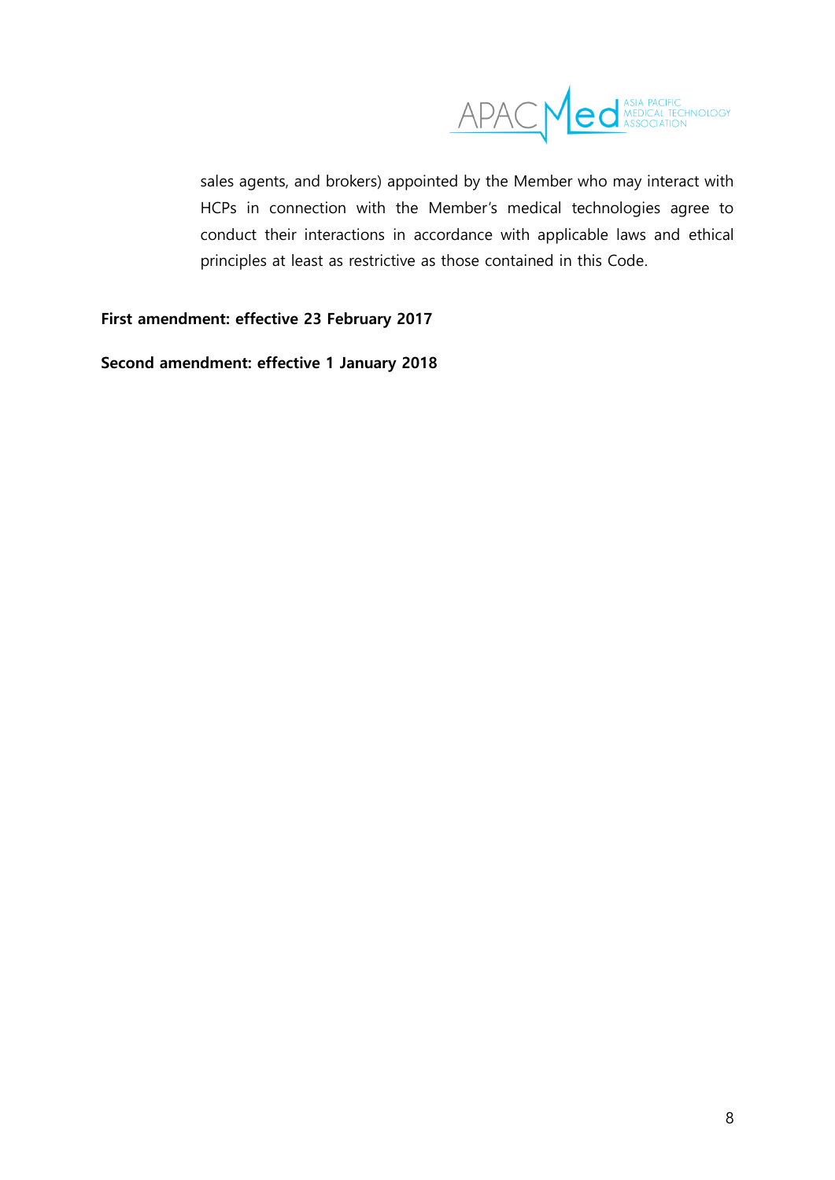sales agents, and brokers) appointed by the Member who may interact with HCPs in connection with the Member's medical technologies agree to conduct their interactions in accordance with applicable laws and ethical principles at least as restrictive as those contained in this Code.

**First amendment: effective 23 February 2017**

**Second amendment: effective 1 January 2018**